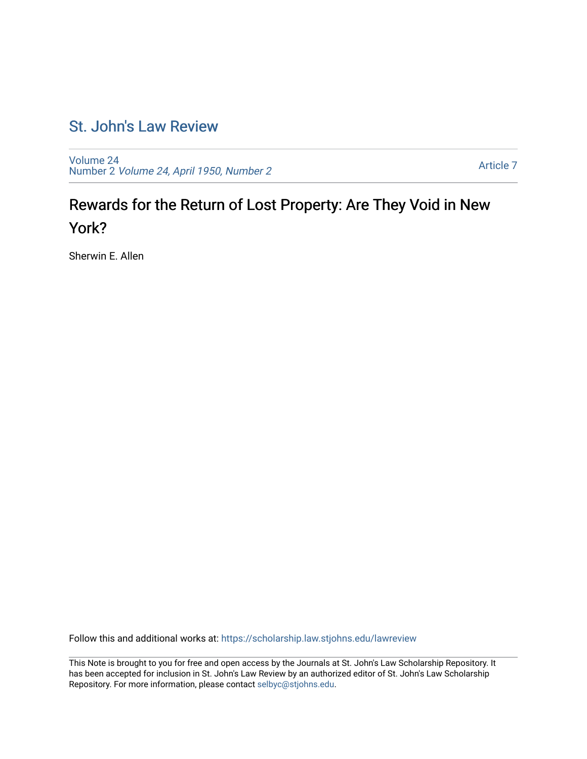# St. John's Law Review

Volume 24
Number 2 *Volume 24, April 1950, Number 2*

Article 7

## Rewards for the Return of Lost Property: Are They Void in New York?

Sherwin E. Allen

Follow this and additional works at: https://scholarship.law.stjohns.edu/lawreview

This Note is brought to you for free and open access by the Journals at St. John's Law Scholarship Repository. It has been accepted for inclusion in St. John's Law Review by an authorized editor of St. John's Law Scholarship Repository. For more information, please contact selbyc@stjohns.edu.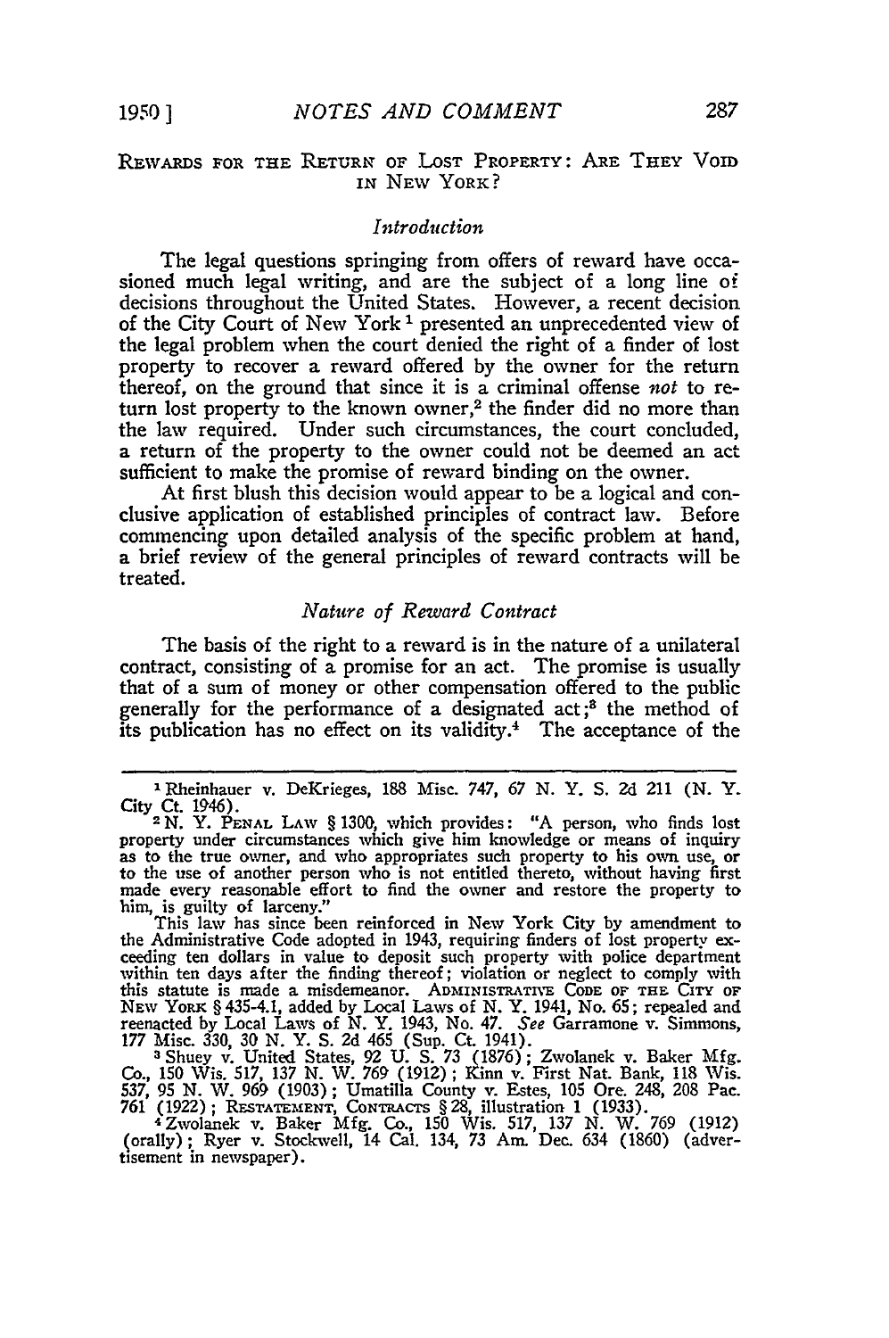## Rewards for the Return of Lost Property: Are They Void in New York?

### *Introduction*

The legal questions springing from offers of reward have occasioned much legal writing, and are the subject of a long line of decisions throughout the United States. However, a recent decision of the City Court of New York [1] presented an unprecedented view of the legal problem when the court denied the right of a finder of lost property to recover a reward offered by the owner for the return thereof, on the ground that since it is a criminal offense *not* to return lost property to the known owner,[2] the finder did no more than the law required. Under such circumstances, the court concluded, a return of the property to the owner could not be deemed an act sufficient to make the promise of reward binding on the owner.

At first blush this decision would appear to be a logical and conclusive application of established principles of contract law. Before commencing upon detailed analysis of the specific problem at hand, a brief review of the general principles of reward contracts will be treated.

### *Nature of Reward Contract*

The basis of the right to a reward is in the nature of a unilateral contract, consisting of a promise for an act. The promise is usually that of a sum of money or other compensation offered to the public generally for the performance of a designated act;[3] the method of its publication has no effect on its validity.[4] The acceptance of the

---

[1] Rheinhauer v. DeKrieges, 188 Misc. 747, 67 N. Y. S. 2d 211 (N. Y. City Ct. 1946).

[2] N. Y. Penal Law § 1300, which provides: "A person, who finds lost property under circumstances which give him knowledge or means of inquiry as to the true owner, and who appropriates such property to his own use, or to the use of another person who is not entitled thereto, without having first made every reasonable effort to find the owner and restore the property to him, is guilty of larceny."

This law has since been reinforced in New York City by amendment to the Administrative Code adopted in 1943, requiring finders of lost property exceeding ten dollars in value to deposit such property with police department within ten days after the finding thereof; violation or neglect to comply with this statute is made a misdemeanor. Administrative Code of the City of New York § 435-4.1, added by Local Laws of N. Y. 1941, No. 65; repealed and reenacted by Local Laws of N. Y. 1943, No. 47. *See* Garramone v. Simmons, 177 Misc. 330, 30 N. Y. S. 2d 465 (Sup. Ct. 1941).

[3] Shuey v. United States, 92 U. S. 73 (1876); Zwolanek v. Baker Mfg. Co., 150 Wis. 517, 137 N. W. 769 (1912); Kinn v. First Nat. Bank, 118 Wis. 537, 95 N. W. 969 (1903); Umatilla County v. Estes, 105 Ore. 248, 208 Pac. 761 (1922); Restatement, Contracts § 28, illustration 1 (1933).

[4] Zwolanek v. Baker Mfg. Co., 150 Wis. 517, 137 N. W. 769 (1912) (orally); Ryer v. Stockwell, 14 Cal. 134, 73 Am. Dec. 634 (1860) (advertisement in newspaper).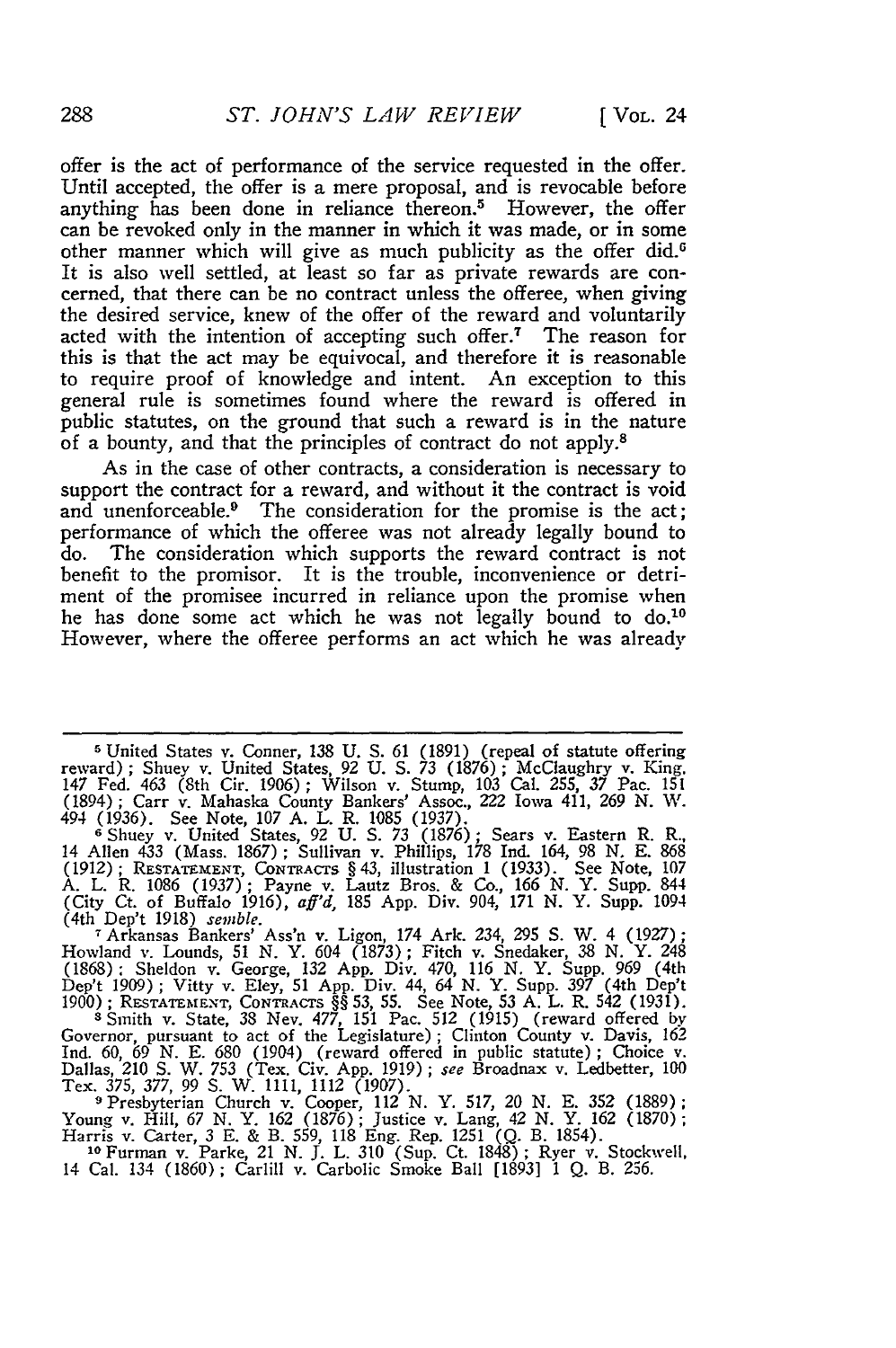offer is the act of performance of the service requested in the offer. Until accepted, the offer is a mere proposal, and is revocable before anything has been done in reliance thereon.[5] However, the offer can be revoked only in the manner in which it was made, or in some other manner which will give as much publicity as the offer did.[6] It is also well settled, at least so far as private rewards are concerned, that there can be no contract unless the offeree, when giving the desired service, knew of the offer of the reward and voluntarily acted with the intention of accepting such offer.[7] The reason for this is that the act may be equivocal, and therefore it is reasonable to require proof of knowledge and intent. An exception to this general rule is sometimes found where the reward is offered in public statutes, on the ground that such a reward is in the nature of a bounty, and that the principles of contract do not apply.[8]

As in the case of other contracts, a consideration is necessary to support the contract for a reward, and without it the contract is void and unenforceable.[9] The consideration for the promise is the act; performance of which the offeree was not already legally bound to do. The consideration which supports the reward contract is not benefit to the promisor. It is the trouble, inconvenience or detriment of the promisee incurred in reliance upon the promise when he has done some act which he was not legally bound to do.[10] However, where the offeree performs an act which he was already

---

[5] United States v. Conner, 138 U. S. 61 (1891) (repeal of statute offering reward); Shuey v. United States, 92 U. S. 73 (1876); McClaughry v. King, 147 Fed. 463 (8th Cir. 1906); Wilson v. Stump, 103 Cal. 255, 37 Pac. 151 (1894); Carr v. Mahaska County Bankers' Assoc., 222 Iowa 411, 269 N. W. 494 (1936). See Note, 107 A. L. R. 1085 (1937).

[6] Shuey v. United States, 92 U. S. 73 (1876); Sears v. Eastern R. R., 14 Allen 433 (Mass. 1867); Sullivan v. Phillips, 178 Ind. 164, 98 N. E. 868 (1912); RESTATEMENT, CONTRACTS § 43, illustration 1 (1933). See Note, 107 A. L. R. 1086 (1937); Payne v. Lautz Bros. & Co., 166 N. Y. Supp. 844 (City Ct. of Buffalo 1916), *aff'd*, 185 App. Div. 904, 171 N. Y. Supp. 1094 (4th Dep't 1918) *semble*.

[7] Arkansas Bankers' Ass'n v. Ligon, 174 Ark. 234, 295 S. W. 4 (1927); Howland v. Lounds, 51 N. Y. 604 (1873); Fitch v. Snedaker, 38 N. Y. 248 (1868); Sheldon v. George, 132 App. Div. 470, 116 N. Y. Supp. 969 (4th Dep't 1909); Vitty v. Eley, 51 App. Div. 44, 64 N. Y. Supp. 397 (4th Dep't 1900); RESTATEMENT, CONTRACTS §§ 53, 55. See Note, 53 A. L. R. 542 (1931).

[8] Smith v. State, 38 Nev. 477, 151 Pac. 512 (1915) (reward offered by Governor, pursuant to act of the Legislature); Clinton County v. Davis, 162 Ind. 60, 69 N. E. 680 (1904) (reward offered in public statute); Choice v. Dallas, 210 S. W. 753 (Tex. Civ. App. 1919); *see* Broadnax v. Ledbetter, 100 Tex. 375, 377, 99 S. W. 1111, 1112 (1907).

[9] Presbyterian Church v. Cooper, 112 N. Y. 517, 20 N. E. 352 (1889); Young v. Hill, 67 N. Y. 162 (1876); Justice v. Lang, 42 N. Y. 162 (1870); Harris v. Carter, 3 E. & B. 559, 118 Eng. Rep. 1251 (Q. B. 1854).

[10] Furman v. Parke, 21 N. J. L. 310 (Sup. Ct. 1848); Ryer v. Stockwell, 14 Cal. 134 (1860); Carlill v. Carbolic Smoke Ball [1893] 1 Q. B. 256.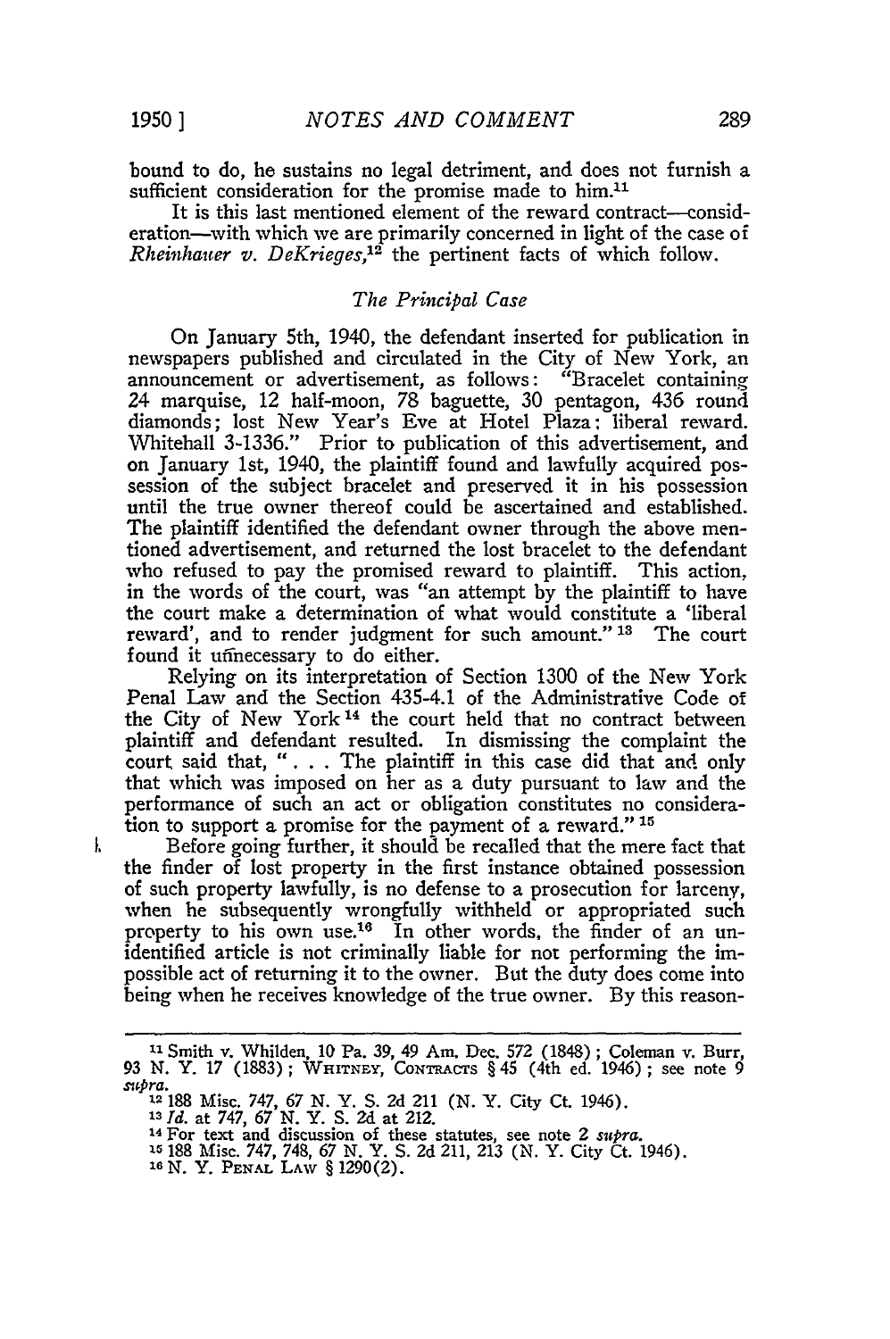bound to do, he sustains no legal detriment, and does not furnish a sufficient consideration for the promise made to him.[11]

It is this last mentioned element of the reward contract—consideration—with which we are primarily concerned in light of the case of *Rheinhauer v. DeKrieges*,[12] the pertinent facts of which follow.

### *The Principal Case*

On January 5th, 1940, the defendant inserted for publication in newspapers published and circulated in the City of New York, an announcement or advertisement, as follows: "Bracelet containing 24 marquise, 12 half-moon, 78 baguette, 30 pentagon, 436 round diamonds; lost New Year's Eve at Hotel Plaza; liberal reward. Whitehall 3-1336." Prior to publication of this advertisement, and on January 1st, 1940, the plaintiff found and lawfully acquired possession of the subject bracelet and preserved it in his possession until the true owner thereof could be ascertained and established. The plaintiff identified the defendant owner through the above mentioned advertisement, and returned the lost bracelet to the defendant who refused to pay the promised reward to plaintiff. This action, in the words of the court, was "an attempt by the plaintiff to have the court make a determination of what would constitute a 'liberal reward', and to render judgment for such amount."[13] The court found it unnecessary to do either.

Relying on its interpretation of Section 1300 of the New York Penal Law and the Section 435-4.1 of the Administrative Code of the City of New York[14] the court held that no contract between plaintiff and defendant resulted. In dismissing the complaint the court said that, ". . . The plaintiff in this case did that and only that which was imposed on her as a duty pursuant to law and the performance of such an act or obligation constitutes no consideration to support a promise for the payment of a reward."[15]

Before going further, it should be recalled that the mere fact that the finder of lost property in the first instance obtained possession of such property lawfully, is no defense to a prosecution for larceny, when he subsequently wrongfully withheld or appropriated such property to his own use.[16] In other words, the finder of an unidentified article is not criminally liable for not performing the impossible act of returning it to the owner. But the duty does come into being when he receives knowledge of the true owner. By this reason-

---

[11] Smith v. Whilden, 10 Pa. 39, 49 Am. Dec. 572 (1848); Coleman v. Burr, 93 N. Y. 17 (1883); WHITNEY, CONTRACTS § 45 (4th ed. 1946); see note 9 *supra*.

[12] 188 Misc. 747, 67 N. Y. S. 2d 211 (N. Y. City Ct. 1946).

[13] *Id.* at 747, 67 N. Y. S. 2d at 212.

[14] For text and discussion of these statutes, see note 2 *supra*.

[15] 188 Misc. 747, 748, 67 N. Y. S. 2d 211, 213 (N. Y. City Ct. 1946).

[16] N. Y. PENAL LAW § 1290(2).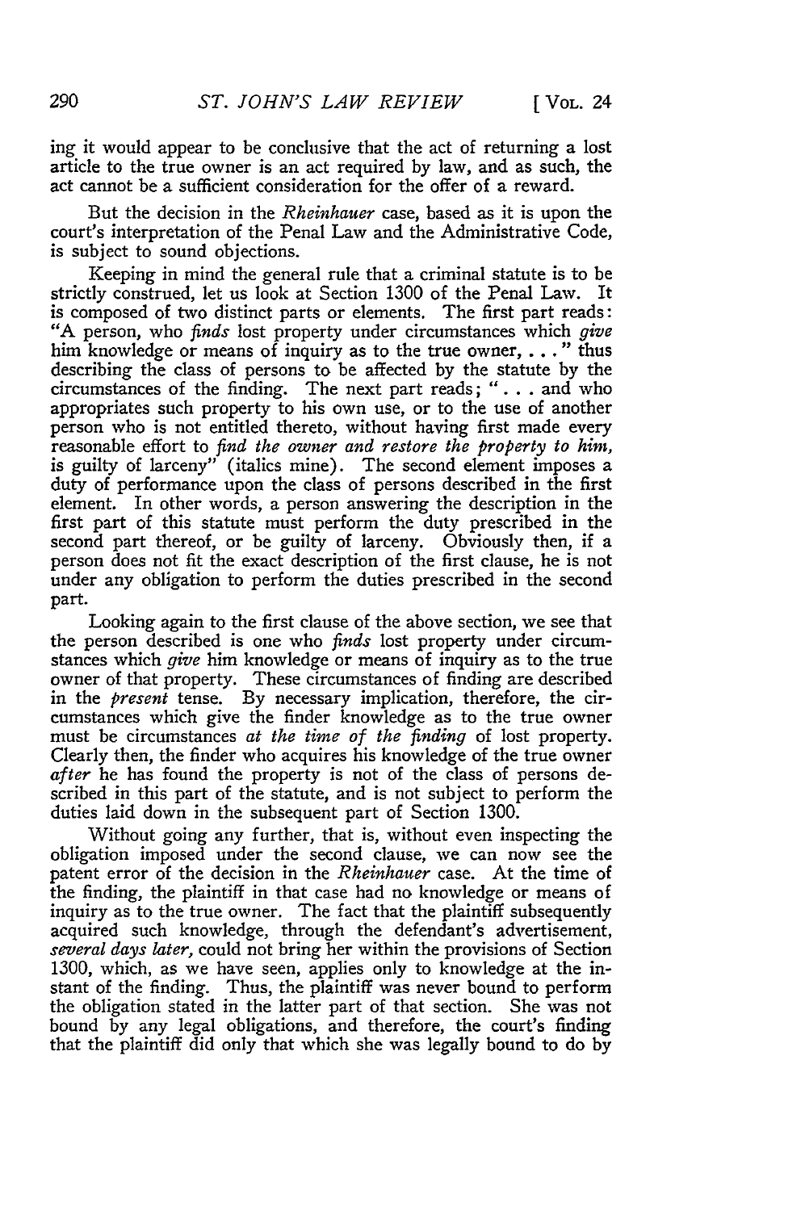ing it would appear to be conclusive that the act of returning a lost article to the true owner is an act required by law, and as such, the act cannot be a sufficient consideration for the offer of a reward.

But the decision in the *Rheinhauer* case, based as it is upon the court's interpretation of the Penal Law and the Administrative Code, is subject to sound objections.

Keeping in mind the general rule that a criminal statute is to be strictly construed, let us look at Section 1300 of the Penal Law. It is composed of two distinct parts or elements. The first part reads: "A person, who *finds* lost property under circumstances which *give* him knowledge or means of inquiry as to the true owner, . . ." thus describing the class of persons to be affected by the statute by the circumstances of the finding. The next part reads; ". . . and who appropriates such property to his own use, or to the use of another person who is not entitled thereto, without having first made every reasonable effort to *find the owner and restore the property to him,* is guilty of larceny" (italics mine). The second element imposes a duty of performance upon the class of persons described in the first element. In other words, a person answering the description in the first part of this statute must perform the duty prescribed in the second part thereof, or be guilty of larceny. Obviously then, if a person does not fit the exact description of the first clause, he is not under any obligation to perform the duties prescribed in the second part.

Looking again to the first clause of the above section, we see that the person described is one who *finds* lost property under circumstances which *give* him knowledge or means of inquiry as to the true owner of that property. These circumstances of finding are described in the *present* tense. By necessary implication, therefore, the circumstances which give the finder knowledge as to the true owner must be circumstances *at the time of the finding* of lost property. Clearly then, the finder who acquires his knowledge of the true owner *after* he has found the property is not of the class of persons described in this part of the statute, and is not subject to perform the duties laid down in the subsequent part of Section 1300.

Without going any further, that is, without even inspecting the obligation imposed under the second clause, we can now see the patent error of the decision in the *Rheinhauer* case. At the time of the finding, the plaintiff in that case had no knowledge or means of inquiry as to the true owner. The fact that the plaintiff subsequently acquired such knowledge, through the defendant's advertisement, *several days later,* could not bring her within the provisions of Section 1300, which, as we have seen, applies only to knowledge at the instant of the finding. Thus, the plaintiff was never bound to perform the obligation stated in the latter part of that section. She was not bound by any legal obligations, and therefore, the court's finding that the plaintiff did only that which she was legally bound to do by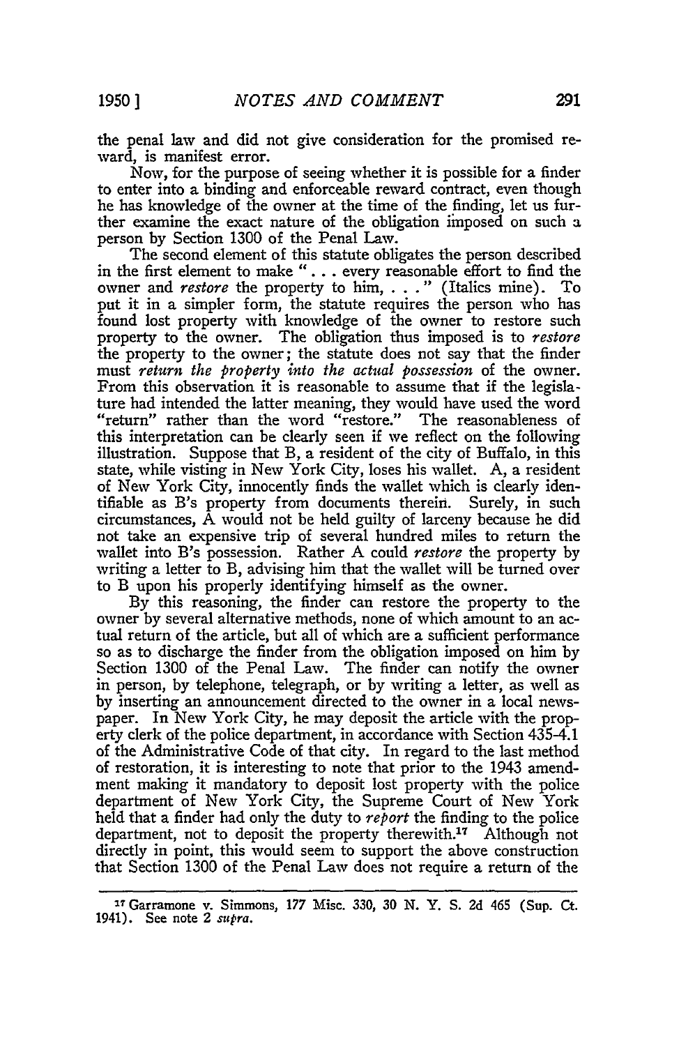the penal law and did not give consideration for the promised reward, is manifest error.

Now, for the purpose of seeing whether it is possible for a finder to enter into a binding and enforceable reward contract, even though he has knowledge of the owner at the time of the finding, let us further examine the exact nature of the obligation imposed on such a person by Section 1300 of the Penal Law.

The second element of this statute obligates the person described in the first element to make "... every reasonable effort to find the owner and *restore* the property to him, ..." (Italics mine). To put it in a simpler form, the statute requires the person who has found lost property with knowledge of the owner to restore such property to the owner. The obligation thus imposed is to *restore* the property to the owner; the statute does not say that the finder must *return the property into the actual possession* of the owner. From this observation it is reasonable to assume that if the legislature had intended the latter meaning, they would have used the word "return" rather than the word "restore." The reasonableness of this interpretation can be clearly seen if we reflect on the following illustration. Suppose that B, a resident of the city of Buffalo, in this state, while visting in New York City, loses his wallet. A, a resident of New York City, innocently finds the wallet which is clearly identifiable as B's property from documents therein. Surely, in such circumstances, A would not be held guilty of larceny because he did not take an expensive trip of several hundred miles to return the wallet into B's possession. Rather A could *restore* the property by writing a letter to B, advising him that the wallet will be turned over to B upon his properly identifying himself as the owner.

By this reasoning, the finder can restore the property to the owner by several alternative methods, none of which amount to an actual return of the article, but all of which are a sufficient performance so as to discharge the finder from the obligation imposed on him by Section 1300 of the Penal Law. The finder can notify the owner in person, by telephone, telegraph, or by writing a letter, as well as by inserting an announcement directed to the owner in a local newspaper. In New York City, he may deposit the article with the property clerk of the police department, in accordance with Section 435-4.1 of the Administrative Code of that city. In regard to the last method of restoration, it is interesting to note that prior to the 1943 amendment making it mandatory to deposit lost property with the police department of New York City, the Supreme Court of New York held that a finder had only the duty to *report* the finding to the police department, not to deposit the property therewith.[17] Although not directly in point, this would seem to support the above construction that Section 1300 of the Penal Law does not require a return of the

---

[17] Garramone v. Simmons, 177 Misc. 330, 30 N. Y. S. 2d 465 (Sup. Ct. 1941). See note 2 *supra*.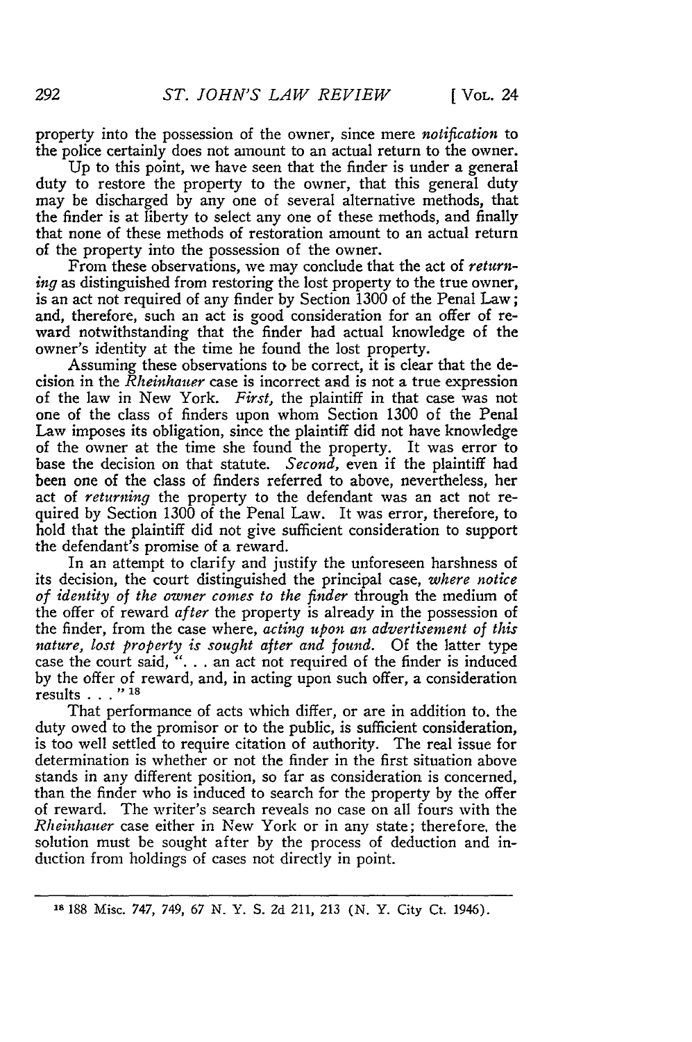property into the possession of the owner, since mere *notification* to the police certainly does not amount to an actual return to the owner.

Up to this point, we have seen that the finder is under a general duty to restore the property to the owner, that this general duty may be discharged by any one of several alternative methods, that the finder is at liberty to select any one of these methods, and finally that none of these methods of restoration amount to an actual return of the property into the possession of the owner.

From these observations, we may conclude that the act of *returning* as distinguished from restoring the lost property to the true owner, is an act not required of any finder by Section 1300 of the Penal Law; and, therefore, such an act is good consideration for an offer of reward notwithstanding that the finder had actual knowledge of the owner's identity at the time he found the lost property.

Assuming these observations to be correct, it is clear that the decision in the *Rheinhauer* case is incorrect and is not a true expression of the law in New York. *First,* the plaintiff in that case was not one of the class of finders upon whom Section 1300 of the Penal Law imposes its obligation, since the plaintiff did not have knowledge of the owner at the time she found the property. It was error to base the decision on that statute. *Second,* even if the plaintiff had been one of the class of finders referred to above, nevertheless, her act of *returning* the property to the defendant was an act not required by Section 1300 of the Penal Law. It was error, therefore, to hold that the plaintiff did not give sufficient consideration to support the defendant's promise of a reward.

In an attempt to clarify and justify the unforeseen harshness of its decision, the court distinguished the principal case, *where notice of identity of the owner comes to the finder* through the medium of the offer of reward *after* the property is already in the possession of the finder, from the case where, *acting upon an advertisement of this nature, lost property is sought after and found.* Of the latter type case the court said, ". . . an act not required of the finder is induced by the offer of reward, and, in acting upon such offer, a consideration results . . . "[18]

That performance of acts which differ, or are in addition to, the duty owed to the promisor or to the public, is sufficient consideration, is too well settled to require citation of authority. The real issue for determination is whether or not the finder in the first situation above stands in any different position, so far as consideration is concerned, than the finder who is induced to search for the property by the offer of reward. The writer's search reveals no case on all fours with the *Rheinhauer* case either in New York or in any state; therefore, the solution must be sought after by the process of deduction and induction from holdings of cases not directly in point.

---

[18] 188 Misc. 747, 749, 67 N. Y. S. 2d 211, 213 (N. Y. City Ct. 1946).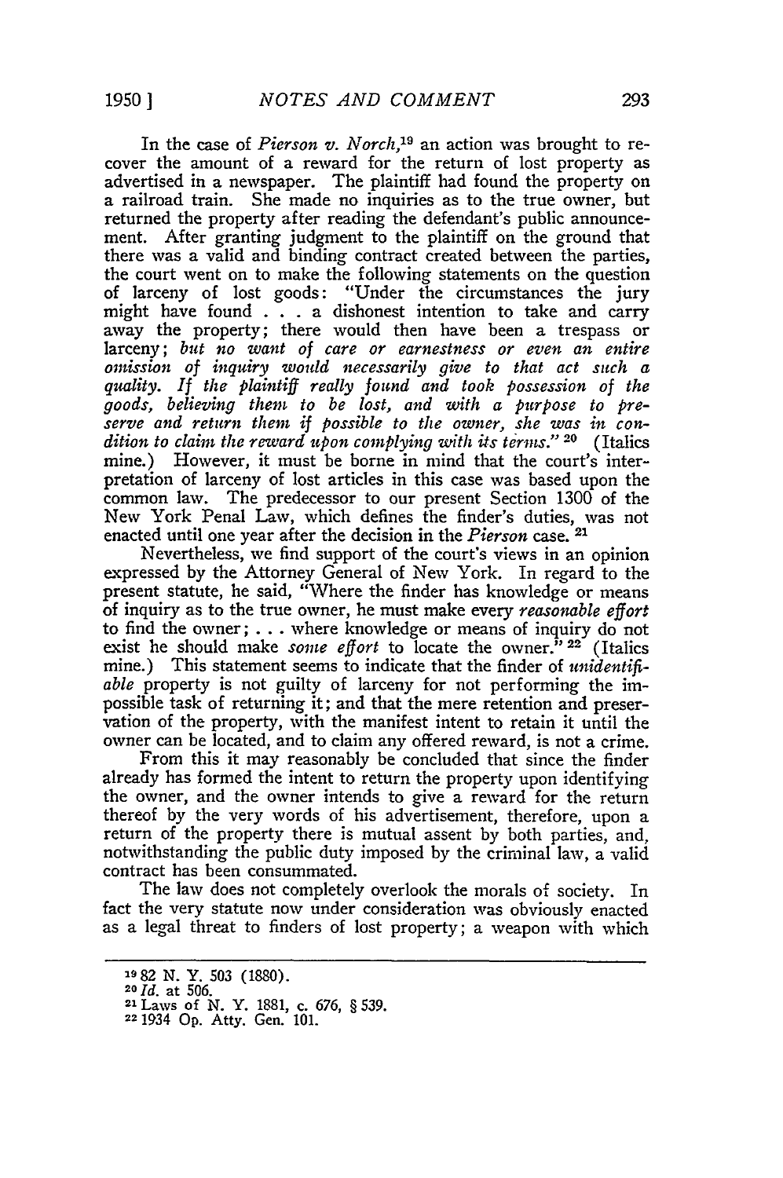In the case of *Pierson v. Norch*,[19] an action was brought to recover the amount of a reward for the return of lost property as advertised in a newspaper. The plaintiff had found the property on a railroad train. She made no inquiries as to the true owner, but returned the property after reading the defendant's public announcement. After granting judgment to the plaintiff on the ground that there was a valid and binding contract created between the parties, the court went on to make the following statements on the question of larceny of lost goods: "Under the circumstances the jury might have found . . . a dishonest intention to take and carry away the property; there would then have been a trespass or larceny; *but no want of care or earnestness or even an entire omission of inquiry would necessarily give to that act such a quality. If the plaintiff really found and took possession of the goods, believing them to be lost, and with a purpose to preserve and return them if possible to the owner, she was in condition to claim the reward upon complying with its terms.*"[20] (Italics mine.) However, it must be borne in mind that the court's interpretation of larceny of lost articles in this case was based upon the common law. The predecessor to our present Section 1300 of the New York Penal Law, which defines the finder's duties, was not enacted until one year after the decision in the *Pierson* case.[21]

Nevertheless, we find support of the court's views in an opinion expressed by the Attorney General of New York. In regard to the present statute, he said, "Where the finder has knowledge or means of inquiry as to the true owner, he must make every *reasonable effort* to find the owner; . . . where knowledge or means of inquiry do not exist he should make *some effort* to locate the owner."[22] (Italics mine.) This statement seems to indicate that the finder of *unidentifiable* property is not guilty of larceny for not performing the impossible task of returning it; and that the mere retention and preservation of the property, with the manifest intent to retain it until the owner can be located, and to claim any offered reward, is not a crime.

From this it may reasonably be concluded that since the finder already has formed the intent to return the property upon identifying the owner, and the owner intends to give a reward for the return thereof by the very words of his advertisement, therefore, upon a return of the property there is mutual assent by both parties, and, notwithstanding the public duty imposed by the criminal law, a valid contract has been consummated.

The law does not completely overlook the morals of society. In fact the very statute now under consideration was obviously enacted as a legal threat to finders of lost property; a weapon with which

---

[19] 82 N. Y. 503 (1880).

[20] *Id.* at 506.

[21] Laws of N. Y. 1881, c. 676, § 539.

[22] 1934 Op. Atty. Gen. 101.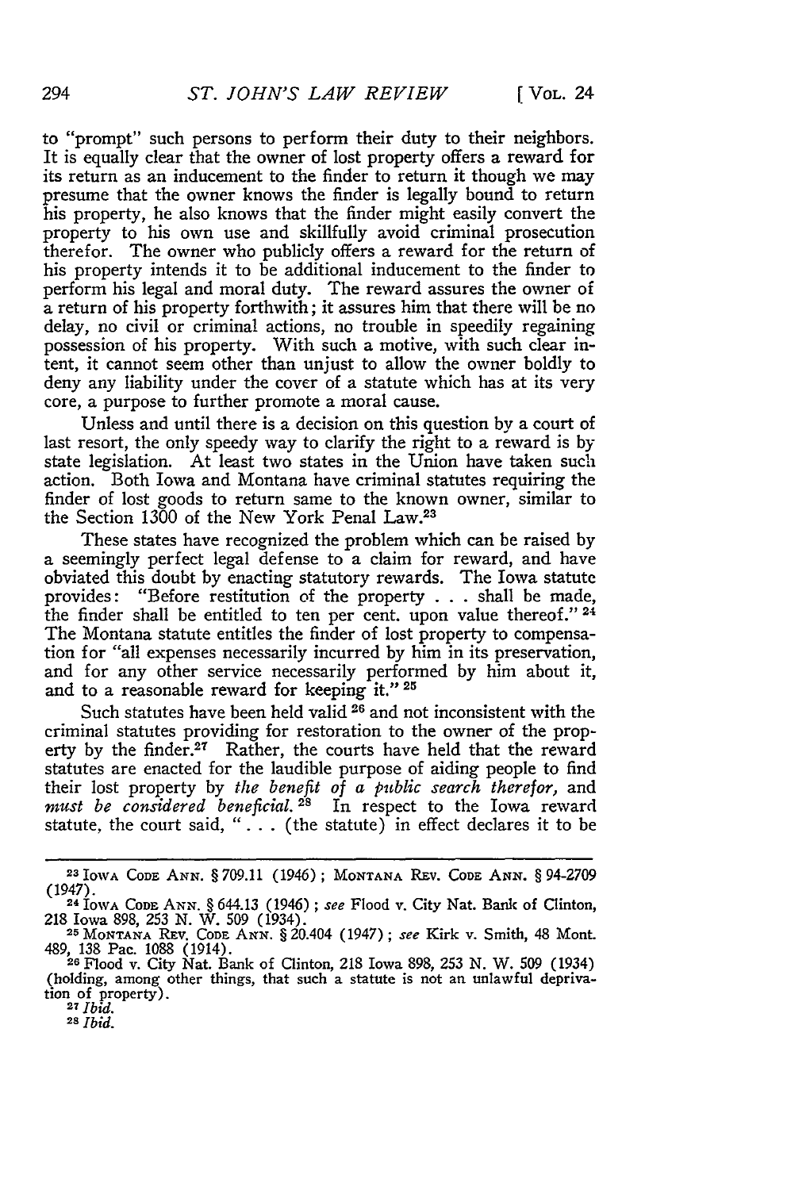to "prompt" such persons to perform their duty to their neighbors. It is equally clear that the owner of lost property offers a reward for its return as an inducement to the finder to return it though we may presume that the owner knows the finder is legally bound to return his property, he also knows that the finder might easily convert the property to his own use and skillfully avoid criminal prosecution therefor. The owner who publicly offers a reward for the return of his property intends it to be additional inducement to the finder to perform his legal and moral duty. The reward assures the owner of a return of his property forthwith; it assures him that there will be no delay, no civil or criminal actions, no trouble in speedily regaining possession of his property. With such a motive, with such clear intent, it cannot seem other than unjust to allow the owner boldly to deny any liability under the cover of a statute which has at its very core, a purpose to further promote a moral cause.

Unless and until there is a decision on this question by a court of last resort, the only speedy way to clarify the right to a reward is by state legislation. At least two states in the Union have taken such action. Both Iowa and Montana have criminal statutes requiring the finder of lost goods to return same to the known owner, similar to the Section 1300 of the New York Penal Law.[23]

These states have recognized the problem which can be raised by a seemingly perfect legal defense to a claim for reward, and have obviated this doubt by enacting statutory rewards. The Iowa statute provides: "Before restitution of the property . . . shall be made, the finder shall be entitled to ten per cent. upon value thereof." [24] The Montana statute entitles the finder of lost property to compensation for "all expenses necessarily incurred by him in its preservation, and for any other service necessarily performed by him about it, and to a reasonable reward for keeping it." [25]

Such statutes have been held valid [26] and not inconsistent with the criminal statutes providing for restoration to the owner of the property by the finder.[27] Rather, the courts have held that the reward statutes are enacted for the laudible purpose of aiding people to find their lost property by *the benefit of a public search therefor,* and *must be considered beneficial.* [28] In respect to the Iowa reward statute, the court said, ". . . (the statute) in effect declares it to be

---

[23] IOWA CODE ANN. § 709.11 (1946); MONTANA REV. CODE ANN. § 94-2709 (1947).

[24] IOWA CODE ANN. § 644.13 (1946); *see* Flood v. City Nat. Bank of Clinton, 218 Iowa 898, 253 N. W. 509 (1934).

[25] MONTANA REV. CODE ANN. § 20.404 (1947); *see* Kirk v. Smith, 48 Mont. 489, 138 Pac. 1088 (1914).

[26] Flood v. City Nat. Bank of Clinton, 218 Iowa 898, 253 N. W. 509 (1934) (holding, among other things, that such a statute is not an unlawful deprivation of property).

[27] *Ibid.*

[28] *Ibid.*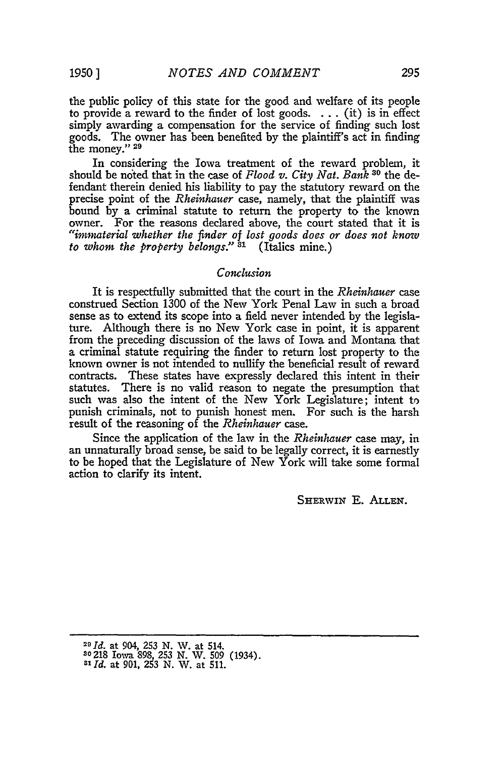the public policy of this state for the good and welfare of its people to provide a reward to the finder of lost goods. . . . (it) is in effect simply awarding a compensation for the service of finding such lost goods. The owner has been benefited by the plaintiff's act in finding the money."[29]

In considering the Iowa treatment of the reward problem, it should be noted that in the case of *Flood v. City Nat. Bank*[30] the defendant therein denied his liability to pay the statutory reward on the precise point of the *Rheinhauer* case, namely, that the plaintiff was bound by a criminal statute to return the property to the known owner. For the reasons declared above, the court stated that it is *"immaterial whether the finder of lost goods does or does not know to whom the property belongs."*[31] (Italics mine.)

### *Conclusion*

It is respectfully submitted that the court in the *Rheinhauer* case construed Section 1300 of the New York Penal Law in such a broad sense as to extend its scope into a field never intended by the legislature. Although there is no New York case in point, it is apparent from the preceding discussion of the laws of Iowa and Montana that a criminal statute requiring the finder to return lost property to the known owner is not intended to nullify the beneficial result of reward contracts. These states have expressly declared this intent in their statutes. There is no valid reason to negate the presumption that such was also the intent of the New York Legislature; intent to punish criminals, not to punish honest men. For such is the harsh result of the reasoning of the *Rheinhauer* case.

Since the application of the law in the *Rheinhauer* case may, in an unnaturally broad sense, be said to be legally correct, it is earnestly to be hoped that the Legislature of New York will take some formal action to clarify its intent.

SHERWIN E. ALLEN.

---

[29] *Id.* at 904, 253 N. W. at 514.

[30] 218 Iowa 898, 253 N. W. 509 (1934).

[31] *Id.* at 901, 253 N. W. at 511.